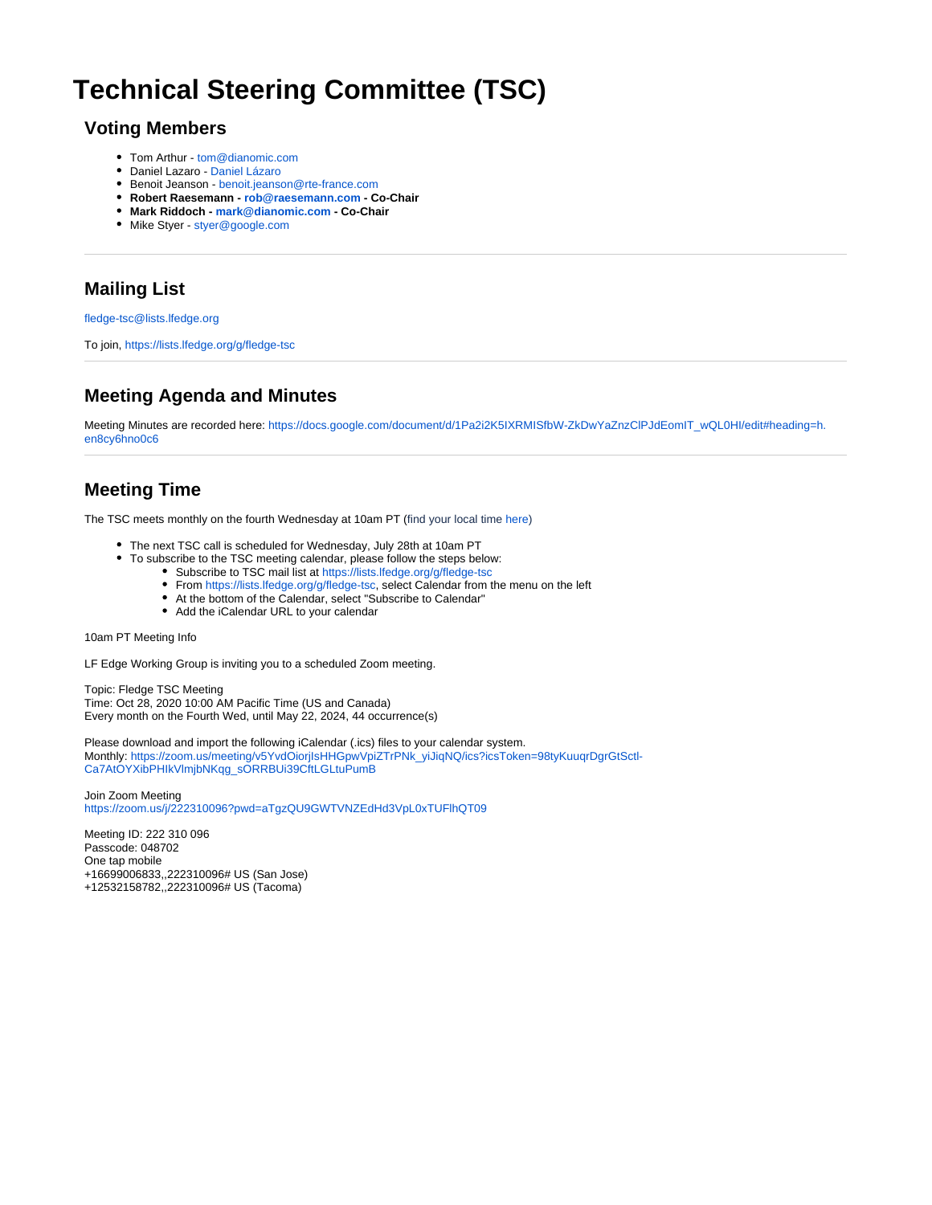# Technical Steering Committee (TSC)

## Voting Members

- Tom Arthur - tom@dianomic.com
- Daniel Lazaro - Daniel Lázaro
- Benoit Jeanson - benoit.jeanson@rte-france.com
- **Robert Raesemann - rob@raesemann.com - Co-Chair**
- **Mark Riddoch - mark@dianomic.com - Co-Chair**
- Mike Styer - styer@google.com

---

## Mailing List

fledge-tsc@lists.lfedge.org

To join, https://lists.lfedge.org/g/fledge-tsc

---

## Meeting Agenda and Minutes

Meeting Minutes are recorded here: https://docs.google.com/document/d/1Pa2i2K5IXRMISfbW-ZkDwYaZnzClPJdEomIT_wQL0HI/edit#heading=h.en8cy6hno0c6

---

## Meeting Time

The TSC meets monthly on the fourth Wednesday at 10am PT (find your local time here)

- The next TSC call is scheduled for Wednesday, July 28th at 10am PT
- To subscribe to the TSC meeting calendar, please follow the steps below:
  - Subscribe to TSC mail list at https://lists.lfedge.org/g/fledge-tsc
  - From https://lists.lfedge.org/g/fledge-tsc, select Calendar from the menu on the left
  - At the bottom of the Calendar, select "Subscribe to Calendar"
  - Add the iCalendar URL to your calendar

10am PT Meeting Info

LF Edge Working Group is inviting you to a scheduled Zoom meeting.

Topic: Fledge TSC Meeting
Time: Oct 28, 2020 10:00 AM Pacific Time (US and Canada)
Every month on the Fourth Wed, until May 22, 2024, 44 occurrence(s)

Please download and import the following iCalendar (.ics) files to your calendar system.
Monthly: https://zoom.us/meeting/v5YvdOiorjIsHHGpwVpiZTrPNk_yiJiqNQ/ics?icsToken=98tyKuuqrDgrGtSctl-Ca7AtOYXibPHIkVlmjbNKqg_sORRBUi39CftLGLtuPumB

Join Zoom Meeting
https://zoom.us/j/222310096?pwd=aTgzQU9GWTVNZEdHd3VpL0xTUFlhQT09

Meeting ID: 222 310 096
Passcode: 048702
One tap mobile
+16699006833,,222310096# US (San Jose)
+12532158782,,222310096# US (Tacoma)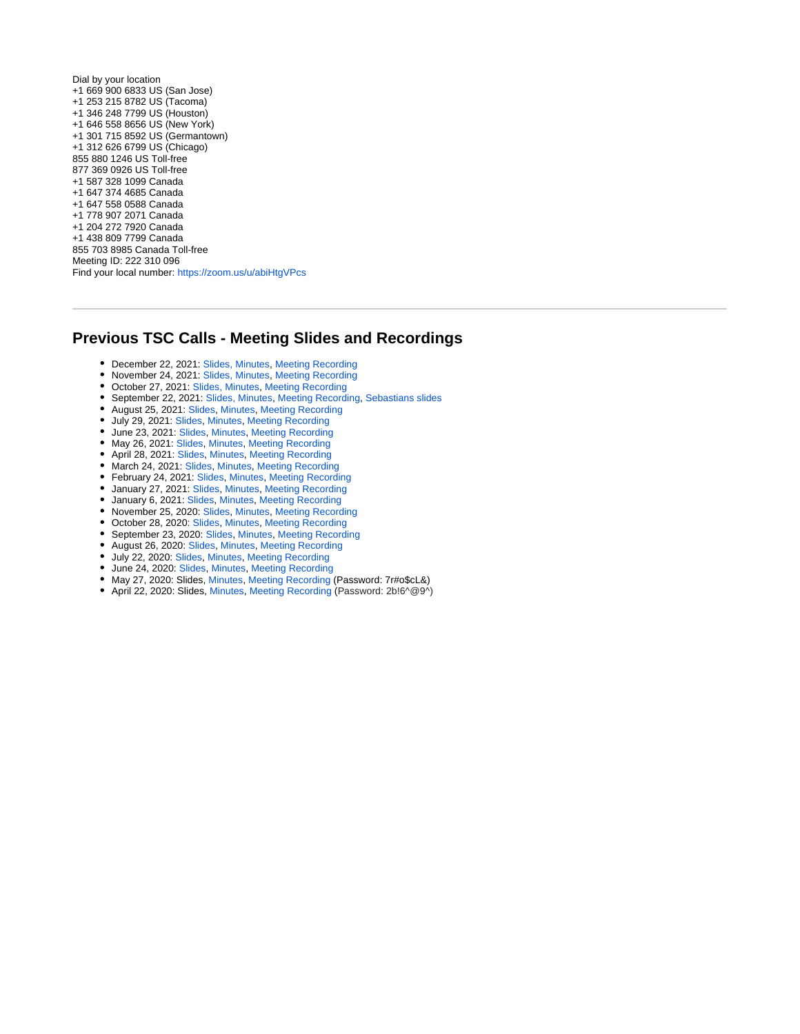Dial by your location
+1 669 900 6833 US (San Jose)
+1 253 215 8782 US (Tacoma)
+1 346 248 7799 US (Houston)
+1 646 558 8656 US (New York)
+1 301 715 8592 US (Germantown)
+1 312 626 6799 US (Chicago)
855 880 1246 US Toll-free
877 369 0926 US Toll-free
+1 587 328 1099 Canada
+1 647 374 4685 Canada
+1 647 558 0588 Canada
+1 778 907 2071 Canada
+1 204 272 7920 Canada
+1 438 809 7799 Canada
855 703 8985 Canada Toll-free
Meeting ID: 222 310 096
Find your local number: https://zoom.us/u/abiHtgVPcs

---

## Previous TSC Calls - Meeting Slides and Recordings

- December 22, 2021: Slides, Minutes, Meeting Recording
- November 24, 2021: Slides, Minutes, Meeting Recording
- October 27, 2021: Slides, Minutes, Meeting Recording
- September 22, 2021: Slides, Minutes, Meeting Recording, Sebastians slides
- August 25, 2021: Slides, Minutes, Meeting Recording
- July 29, 2021: Slides, Minutes, Meeting Recording
- June 23, 2021: Slides, Minutes, Meeting Recording
- May 26, 2021: Slides, Minutes, Meeting Recording
- April 28, 2021: Slides, Minutes, Meeting Recording
- March 24, 2021: Slides, Minutes, Meeting Recording
- February 24, 2021: Slides, Minutes, Meeting Recording
- January 27, 2021: Slides, Minutes, Meeting Recording
- January 6, 2021: Slides, Minutes, Meeting Recording
- November 25, 2020: Slides, Minutes, Meeting Recording
- October 28, 2020: Slides, Minutes, Meeting Recording
- September 23, 2020: Slides, Minutes, Meeting Recording
- August 26, 2020: Slides, Minutes, Meeting Recording
- July 22, 2020: Slides, Minutes, Meeting Recording
- June 24, 2020: Slides, Minutes, Meeting Recording
- May 27, 2020: Slides, Minutes, Meeting Recording (Password: 7r#o$cL&)
- April 22, 2020: Slides, Minutes, Meeting Recording (Password: 2b!6^@9^)